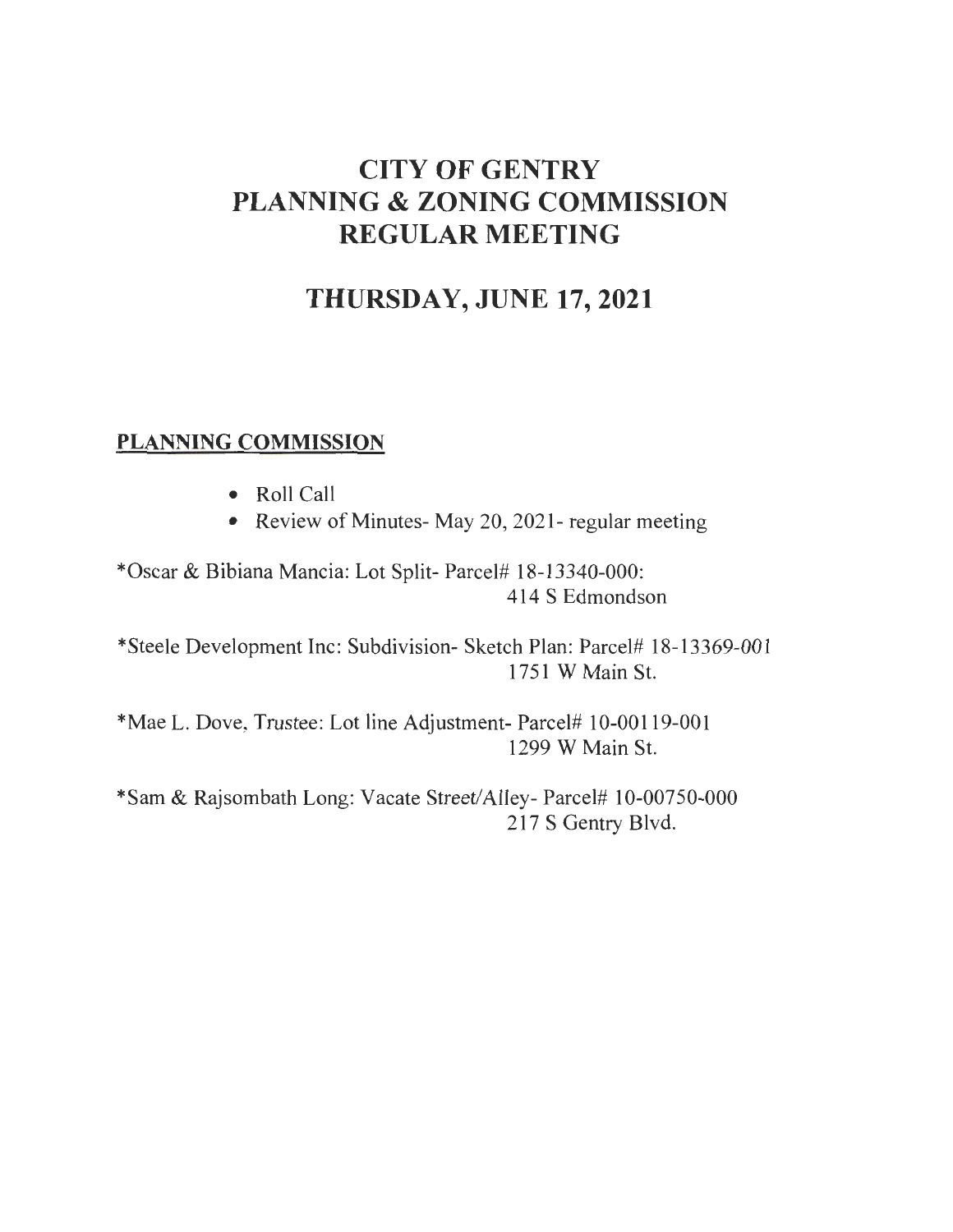# CITY OF GENTRY
# PLANNING & ZONING COMMISSION
# REGULAR MEETING

## THURSDAY, JUNE 17, 2021

**PLANNING COMMISSION**

- Roll Call
- Review of Minutes- May 20, 2021- regular meeting

*Oscar & Bibiana Mancia: Lot Split- Parcel# 18-13340-000:
414 S Edmondson

*Steele Development Inc: Subdivision- Sketch Plan: Parcel# 18-13369-001
1751 W Main St.

*Mae L. Dove, Trustee: Lot line Adjustment- Parcel# 10-00119-001
1299 W Main St.

*Sam & Rajsombath Long: Vacate Street/Alley- Parcel# 10-00750-000
217 S Gentry Blvd.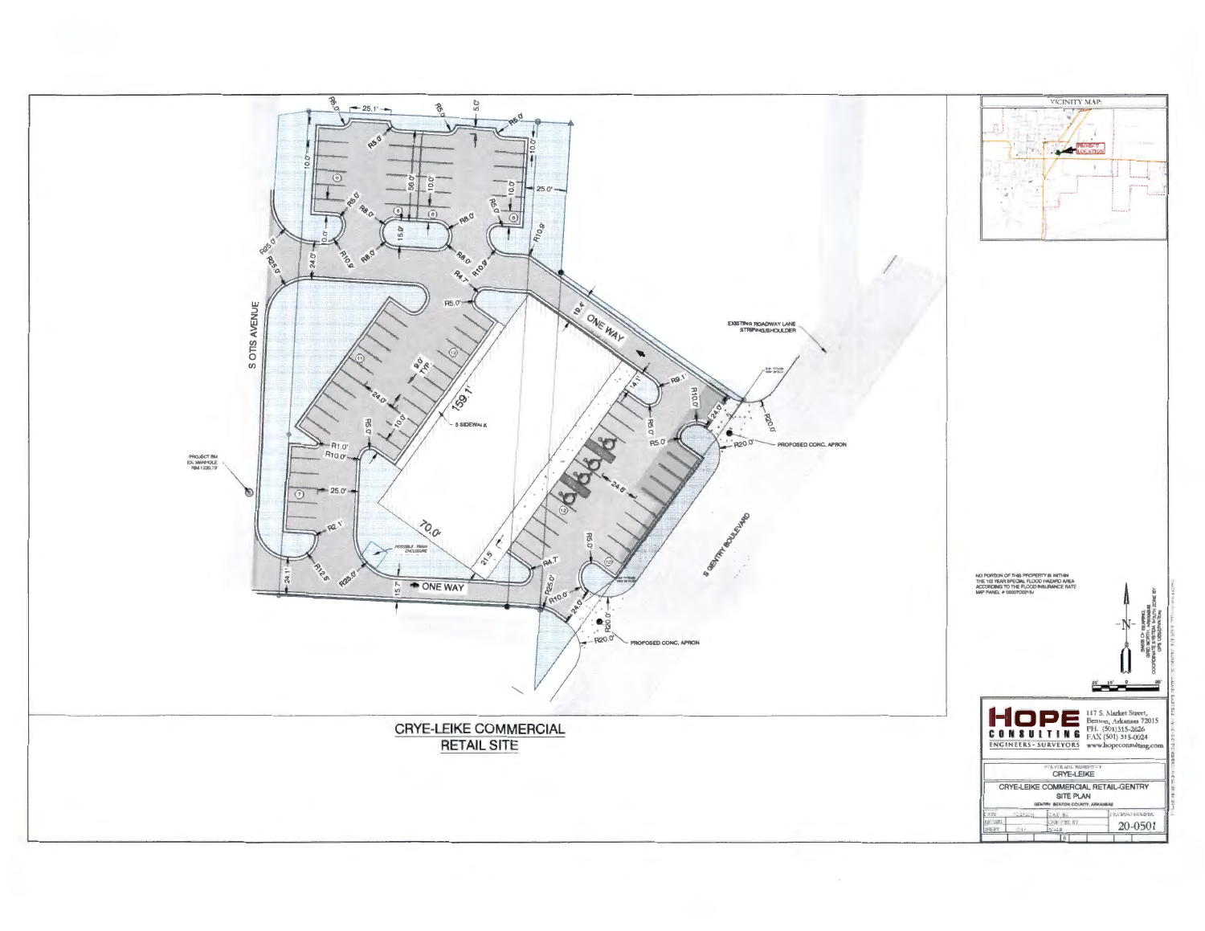# CRYE-LEIKE COMMERCIAL RETAIL SITE

S OTIS AVENUE

S GENTRY BOULEVARD

ONE WAY

ONE WAY

EXISTING ROADWAY LANE STRIPING/SHOULDER

PROPOSED CONC. APRON

PROPOSED CONC. APRON

PROJECT BM EX. MANHOLE

5' SIDEWALK

POSSIBLE TRASH ENCLOSURE

159.1'

70.0'

NO PORTION OF THIS PROPERTY IS WITHIN THE 100 YEAR SPECIAL FLOOD HAZARD AREA ACCORDING TO THE FLOOD INSURANCE RATE MAP PANEL # 05007C0215J

VICINITY MAP:

PROJECT LOCATION

**HOPE CONSULTING**
ENGINEERS - SURVEYORS

117 S. Market Street,
Benton, Arkansas 72015
PH. (501)315-2626
FAX (501) 315-0024
www.hopeconsulting.com

CRYE-LEIKE

CRYE-LEIKE COMMERCIAL RETAIL-GENTRY
SITE PLAN
GENTRY BENTON COUNTY, ARKANSAS

DRAWING NUMBER: 20-0501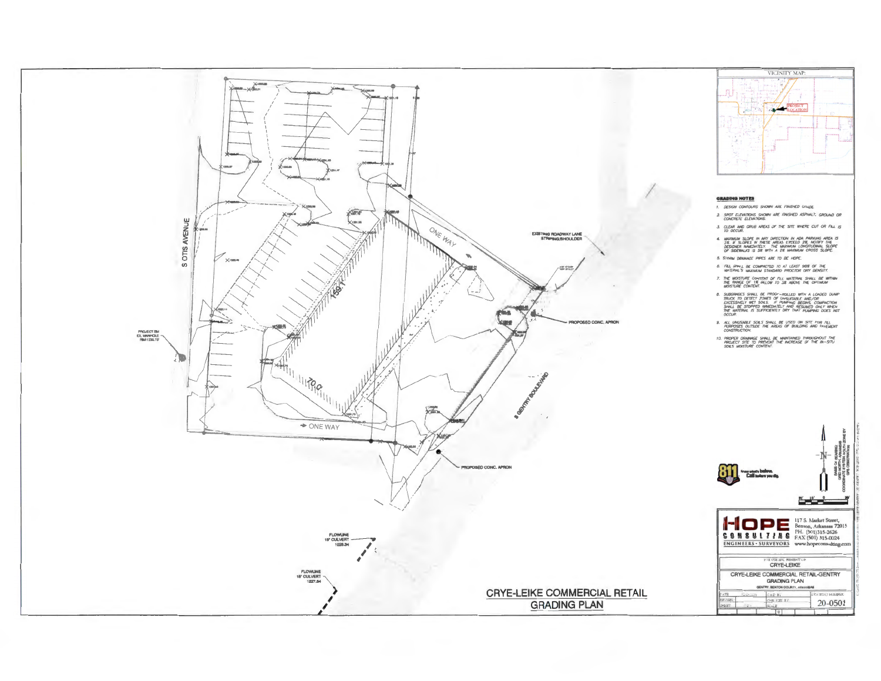VICINITY MAP:

PROJECT LOCATION

S OTIS AVENUE

ONE WAY

ONE WAY

159.1'

70.0'

EXISTING ROADWAY LANE STRIPING/SHOULDER

PROPOSED CONC. APRON

PROPOSED CONC. APRON

S GENTRY BOULEVARD

PROJECT BM EX. MANHOLE RIM 1230.70'

FLOWLINE 18" CULVERT 1226.24

FLOWLINE 18" CULVERT 1227.84

# CRYE-LEIKE COMMERCIAL RETAIL GRADING PLAN

## GRADING NOTES

1. DESIGN CONTOURS SHOWN ARE FINISHED GRADE.
2. SPOT ELEVATIONS SHOWN ARE FINISHED ASPHALT, GROUND OR CONCRETE ELEVATIONS.
3. CLEAR AND GRUB AREAS OF THE SITE WHERE CUT OR FILL IS TO OCCUR.
4. MAXIMUM SLOPE IN ANY DIRECTION IN ADA PARKING AREA IS 2%. IF SLOPES IN THESE AREAS EXCEED 2%, NOTIFY THE DESIGNER IMMEDIATELY. THE MAXIMUM LONGITUDINAL SLOPE OF SIDEWALKS IS 5% WITH A 2% MAXIMUM CROSS SLOPE.
5. STORM DRAINAGE PIPES ARE TO BE HDPE.
6. FILL SHALL BE COMPACTED TO AT LEAST 95% OF THE MATERIAL'S MAXIMUM STANDARD PROCTOR DRY DENSITY.
7. THE MOISTURE CONTENT OF FILL MATERIAL SHALL BE WITHIN THE RANGE OF 1% BELOW TO 3% ABOVE THE OPTIMUM MOISTURE CONTENT.
8. SUBGRADES SHALL BE PROOF-ROLLED WITH A LOADED DUMP TRUCK TO DETECT ZONES OF UNSUITABLE AND/OR EXCESSIVELY WET SOILS. IF PUMPING BEGINS, COMPACTION SHALL BE STOPPED IMMEDIATELY AND RESUMED ONLY WHEN THE MATERIAL IS SUFFICIENTLY DRY THAT PUMPING DOES NOT OCCUR.
9. ALL UNUSABLE SOILS SHALL BE USED ON SITE FOR FILL PURPOSES OUTSIDE THE AREAS OF BUILDING AND PAVEMENT CONSTRUCTION.
10. PROPER DRAINAGE SHALL BE MAINTAINED THROUGHOUT THE PROJECT SITE TO PREVENT THE INCREASE OF THE IN-SITU SOILS MOISTURE CONTENT.

811 Know what's below. Call before you dig.

BASIS OF BEARING: GRID NORTH, ARKANSAS COORDINATE SYSTEM NORTH ZONE BY GPS OBSERVATION

HOPE CONSULTING
ENGINEERS • SURVEYORS

117 S. Market Street, Benton, Arkansas 72015
PH. (501)315-2626
FAX (501) 315-0024
www.hopeconsulting.com

CRYE-LEIKE

CRYE-LEIKE COMMERCIAL RETAIL-GENTRY
GRADING PLAN
GENTRY, BENTON COUNTY, ARKANSAS

DRAWING NUMBER: 20-0501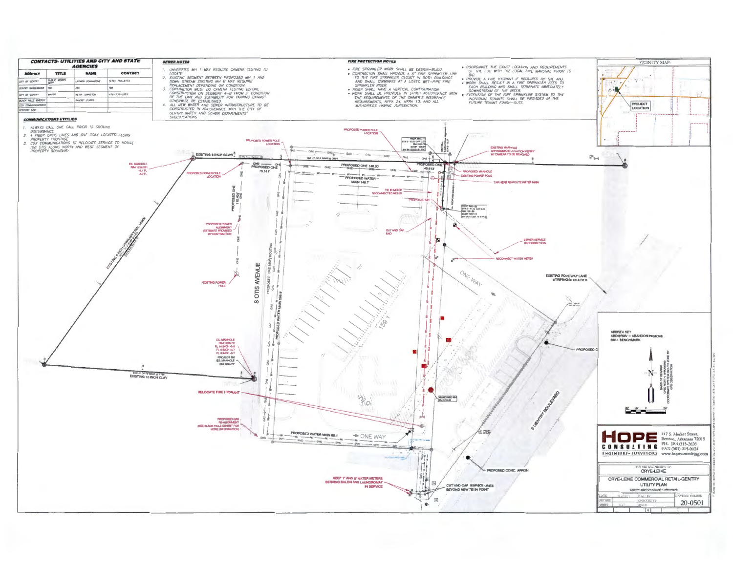## CONTACTS- UTILITIES AND CITY AND STATE AGENCIES

| AGENCY | TITLE | NAME | CONTACT |
|---|---|---|---|
| CITY OF GENTRY | PUBLIC WORKS DEPT | LAYMON DONAHUGHE | (479) 736-2733 |
| GENTRY WASTEWATER | TBA | TBA | TBA |
| CITY OF GENTRY | MAYOR | KEVIN JOHNSTON | 479-736-1555 |
| BLACK HILLS ENERGY | | RAMSEY CURTIS | |
| COX COMMUNICATIONS | | | |
| CENTURY LINK | | | |

### COMMUNICATIONS UTILITIES

1. ALWAYS CALL ONE CALL PRIOR TO GROUND DISTURBANCE
2. 4 FIBER OPTIC LINES AND ONE COAX LOCATED ALONG PROPERTY FRONTAGE
3. COX COMMUNICATIONS TO RELOCATE SERVICE TO HOUSE 108 OTIS ALONG NORTH AND WEST SEGMENT OF PROPERTY BOUNDARY

### SEWER NOTES

1. UNVERIFIED MH 1 MAY REQUIRE CAMERA TESTING TO LOCATE
2. EXISTING SEGMENT BETWEEN PROPOSED MH 1 AND DOWN STREAM EXISTING MH B MAY REQUIRE REPLACEMENT DEPENDING ON CONDITION.
3. CONTRACTOR MUST DO CAMERA TESTING BEFORE CONSTRUCTION ON SEGMENT A-B FROM 3" CONDITION OF THE LINE AND SUITABILITY FOR TAPPING CANNOT OTHERWISE BE ESTABLISHED
4. ALL NEW WATER AND SEWER INFRASTRUCTURE TO BE CONSTRUCTED IN ACCORDANCE WITH THE CITY OF GENTRY WATER AND SEWER DEPARTMENTS SPECIFICATIONS

### FIRE PROTECTION NOTES

- FIRE SPRINKLER WORK SHALL BE DESIGN-BUILD.
- CONTRACTOR SHALL PROVIDE A 6" FIRE SPRINKLER LINE TO THE FIRE SPRINKLER CLOSET IN BOTH BUILDINGS AND SHALL TERMINATE AT A LISTED WET-PIPE FIRE SPRINKLER RISER.
- RISER SHALL HAVE A VERTICAL CONFIGURATION.
- WORK SHALL BE PROVIDED IN STRICT ACCORDANCE WITH THE REQUIREMENTS OF THE OWNER'S INSURANCE REQUIREMENTS, NFPA 24, NFPA 13, AND ALL AUTHORITIES HAVING JURISDICTION.
- COORDINATE THE EXACT LOCATION AND REQUIREMENTS OF THE FDC WITH THE LOCAL FIRE MARSHAL PRIOR TO BID.
- PROVIDE A FIRE HYDRANT IF REQUIRED BY THE AHJ.
- WORK SHALL RESULT IN A FIRE SPRINKLER FEED TO EACH BUILDING AND SHALL TERMINATE IMMEDIATELY DOWNSTREAM OF THE RISER.
- EXTENSION OF THE FIRE SPRINKLER SYSTEM TO THE INDIVIDUAL TENANTS SHALL BE PROVIDED IN THE FUTURE TENANT FINISH-OUTS.

VICINITY MAP

PROJECT LOCATION

PROPOSED POWER POLE LOCATION

EXISTING 8 INCH SSWR

EX. MANHOLE RIM 1230.95 -8.1 FL -8.2 FL

PROPOSED POWER POLE LOCATION

PROPOSED OHE 73.611'

PROPOSED OHE 140.60'

PROPOSED OHE 40.613'

PROPOSED WATER MAIN 148.7'

PROPOSED OHE 112.652'

EXISTING MAIN POLE APPROXIMATE LOCATION VERIFY W/ CAMERA TO BE REMOVED

PROPOSED MANHOLE

EXISTING POWER POLE

TAP HERE RE-ROUTE WATER MAIN

TIE IN METER RECONNECTED METER

PROPOSED MH

PROPOSED POWER ALIGNMENT (ESTIMATE PROVIDED BY CONTRACTOR)

CUT AND CAP END

SEWER SERVICE RECONNECTION

RECONNECT WATER METER

EXISTING POWER POLE

S OTIS AVENUE

PROPOSED GAS MAIN ROUTING

PROPOSED WATER MAIN 288.9'

ONE WAY

EXISTING ROADWAY LANE STRIPING/SHOULDER

EXISTING 8 INCH SEWER MATERIAL UNKN

EX. MANHOLE RIM 1230.75' FL 10 INCH -5.9 FL 8 INCH -4.7 FL 8 INCH -4.7 PROJECT BM EX. MANHOLE RIM 1230.75'

EXISTING 10 INCH CLAY

RELOCATE FIRE HYDRANT

ABANDONED MH

PROPOSED C

S GENTRY BOULEVARD

PROPOSED GAS RE-ALIGNMENT (SEE BLACK HILLS EXHIBIT FOR MORE INFORMATION)

PROPOSED WATER MAIN 80.1'

ONE WAY

KEEP 1" AND 2" WATER METERS SERVING SALON AND LAUNDROMAT IN SERVICE

CUT AND CAP SERVICE LINES BEYOND NEW TIE IN POINT

PROPOSED CONC. APRON

ABBREV. KEY
ABDN/RMV = ABANDON/REMOVE
BM = BENCHMARK

BASIS OF BEARING: ARKANSAS STATE PLANE COORDINATE SYSTEM, NORTH ZONE BY GPS OBSERVATION

**HOPE CONSULTING** ENGINEERS - SURVEYORS
117 S. Market Street, Benton, Arkansas 72015
PH. (501)315-2626
FAX (501) 315-0024
www.hopeconsulting.com

FOR THE SOLE BENEFIT OF:
CRYE-LEIKE

CRYE-LEIKE COMMERCIAL RETAIL-GENTRY
UTILITY PLAN
GENTRY, BENTON COUNTY, ARKANSAS

DRAWING NUMBER: 20-0501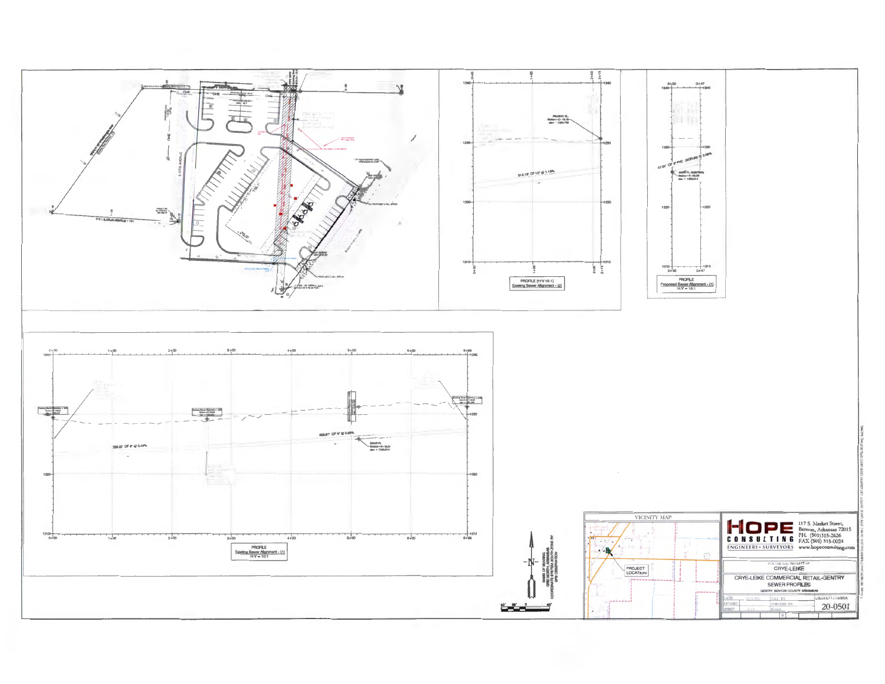PROFILE [H:V 10:1]
Existing Sewer Alignment - (2)

913.13' OF 10" @ 1.18%

PROFILE
Proposed Sewer Alignment - (1)
H:V = 10:1

47.01' OF 8" PVC (SDR-26) @ 2.08%

PROFILE
Existing Sewer Alignment - (1)
H:V = 10:1

259.03' OF 8" @ 0.44%

623.87' OF 8" @ 0.60%

VICINITY MAP

PROJECT LOCATION

BASIS OF BEARINGS
GRID NORTH, ARKANSAS
COORDINATE SYSTEM, SOUTH ZONE BY
GPS OBSERVATION

HOPE CONSULTING
ENGINEERS • SURVEYORS

117 S. Market Street,
Benton, Arkansas 72015
PH. (501)315-2626
FAX (501) 315-0024
www.hopeconsulting.com

FOR USE AND BENEFIT OF
CRYE-LEIKE

CRYE-LEIKE COMMERCIAL RETAIL-GENTRY
SEWER PROFILES
GENTRY BENTON COUNTY ARKANSAS

DRAWING NUMBER
20-0501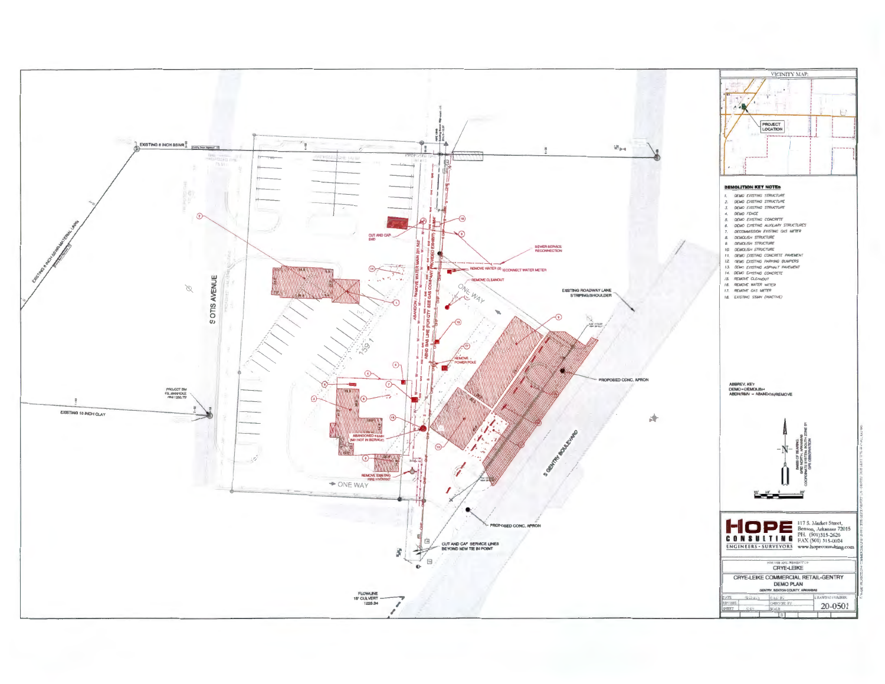VICINITY MAP:

PROJECT LOCATION

**DEMOLITION KEY NOTES**

1. DEMO EXISTING STRUCTURE
2. DEMO EXISTING STRUCTURE
3. DEMO EXISTING STRUCTURE
4. DEMO FENCE
5. DEMO EXISTING CONCRETE
6. DEMO EXISTING AUXILIARY STRUCTURES
7. DECOMMISSION EXISTING GAS METER
8. DEMOLISH STRUCTURE
9. DEMOLISH STRUCTURE
10. DEMOLISH STRUCTURE
11. DEMO EXISTING CONCRETE PAVEMENT
12. DEMO EXISTING PARKING BUMPERS
13. DEMO EXISTING ASPHALT PAVEMENT
14. DEMO EXISTING CONCRETE
15. REMOVE CLEANOUT
16. REMOVE WATER METER
17. REMOVE GAS METER
18. EXISTING SSMH (INACTIVE)

ABBREV. KEY
DEMO = DEMOLISH
ABDN/REM = ABANDON/REMOVE

EXISTING 6 INCH SSWR

EXISTING 6 INCH SSWR-MATERIAL UNKN

S OTIS AVENUE

PROJECT BM
FX. MANHOLE
RIM 1250.79

EXISTING 10 INCH CLAY

CUT AND CAP END

ABANDON / REMOVE WATER MAIN 201.562

ABND GAS LINE (PER CITY SEE GAS COMPANY PROVIDED EXHIBIT) 110.404

SEWER SERVICE RECONNECTION

REMOVE WATER (2) RECONNECT WATER METER

REMOVE CLEANOUT

ONE WAY

REMOVE POWER POLE

ABANDONED MANHOLE (MH NOT IN SERVICE)

REMOVE EXISTING FIRE HYDRANT

ONE WAY

EXISTING ROADWAY LANE STRIPING/SHOULDER

PROPOSED CONC. APRON

S GENTRY BOULEVARD

PROPOSED CONC. APRON

CUT AND CAP SERVICE LINES BEYOND NEW TIE IN POINT

FLOWLINE
18" CULVERT
1228.34

BASIS OF BEARING: GRID NORTH, ARKANSAS COORDINATE SYSTEM, NORTH ZONE BY GPS OBSERVATION

**HOPE CONSULTING**
ENGINEERS • SURVEYORS

117 S. Market Street,
Benton, Arkansas 72015
PH. (501)315-2626
FAX (501) 315-0024
www.hopeconsulting.com

CRYE-LEIKE

CRYE-LEIKE COMMERCIAL RETAIL-GENTRY
DEMO PLAN
GENTRY, BENTON COUNTY, ARKANSAS

20-0501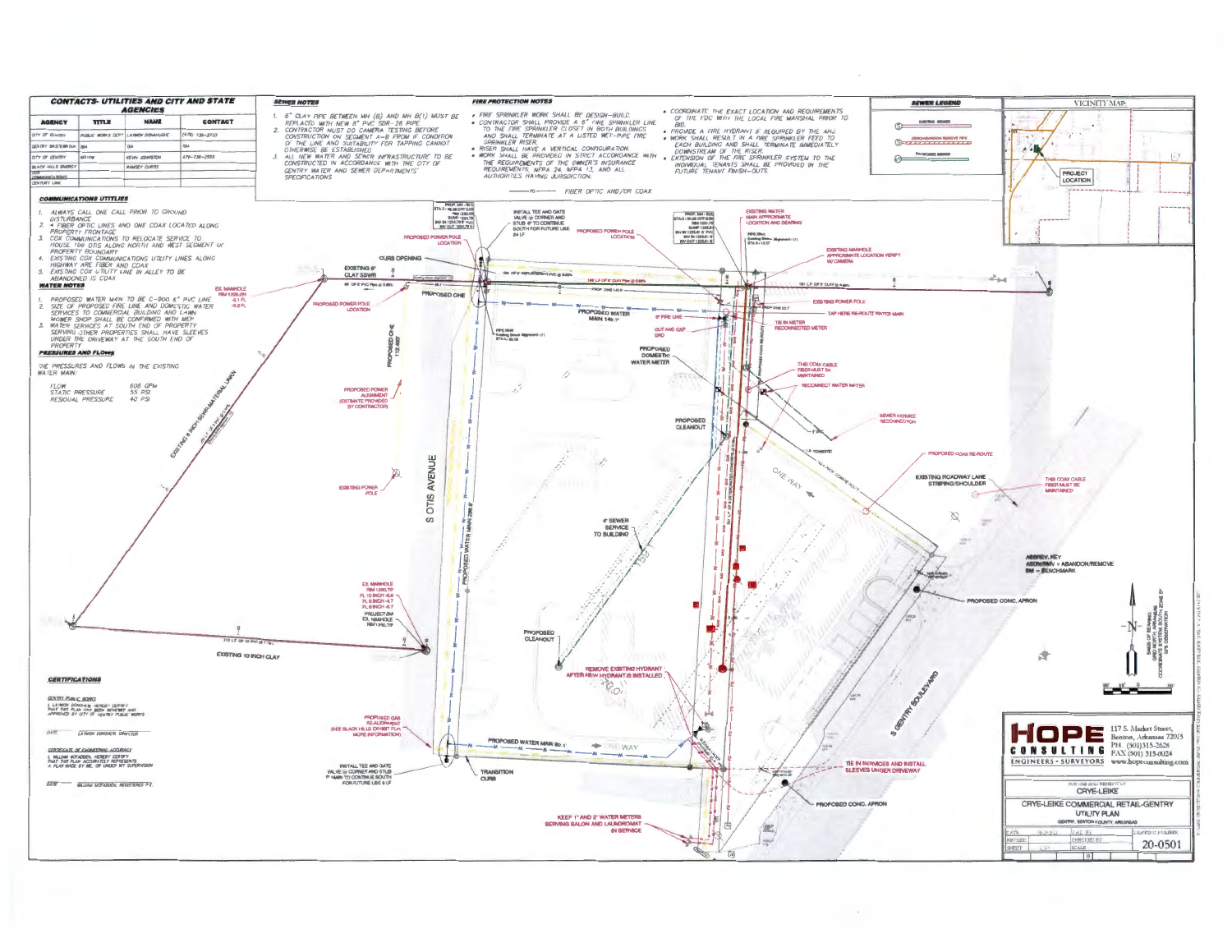## CONTACTS- UTILITIES AND CITY AND STATE AGENCIES

| AGENCY | TITLE | NAME | CONTACT |
|---|---|---|---|
| CITY OF GENTRY | PUBLIC WORKS DEPT | LAWSON DONAHUGHE | (479) 736-2733 |
| GENTRY WASTEWATER | TBA | TBA | TBA |
| CITY OF GENTRY | MAYOR | KEVIN JOHNSTON | 479-736-2555 |
| BLACK HILLS ENERGY | | RAMSEY CURTIS | |
| COX COMMUNICATIONS | | | |
| CENTURY LINK | | | |

### COMMUNICATIONS UTILITIES

1. ALWAYS CALL ONE CALL PRIOR TO GROUND DISTURBANCE
2. 4 FIBER OPTIC LINES AND ONE COAX LOCATED ALONG PROPERTY FRONTAGE
3. COX COMMUNICATIONS TO RELOCATE SERVICE TO HOUSE 100 OTIS ALONG NORTH AND WEST SEGMENT OF PROPERTY BOUNDARY
4. EXISTING COX COMMUNICATIONS UTILITY LINES ALONG HIGHWAY ARE FIBER AND COAX
5. EXISTING COX UTILITY LINE IN ALLEY TO BE ABANDONED IS COAX

### WATER NOTES

1. PROPOSED WATER MAIN TO BE C-900 6" PVC LINE
2. SIZE OF PROPOSED FIRE LINE AND DOMESTIC WATER SERVICES TO COMMERCIAL BUILDING AND LAWN MOWER SHOP SHALL BE CONFIRMED WITH MEP
3. WATER SERVICES AT SOUTH END OF PROPERTY SERVING OTHER PROPERTIES SHALL HAVE SLEEVES UNDER THE DRIVEWAY AT THE SOUTH END OF PROPERTY

### PRESSURES AND FLOWS

THE PRESSURES AND FLOWS IN THE EXISTING WATER MAIN:

| | |
|---|---|
| FLOW | 608 GPM |
| STATIC PRESSURE | 55 PSI |
| RESIDUAL PRESSURE | 40 PSI |

### SEWER NOTES

1. 6" CLAY PIPE BETWEEN MH (B) AND MH B(1) MUST BE REPLACED WITH NEW 8" PVC SDR-26 PIPE
2. CONTRACTOR MUST DO CAMERA TESTING BEFORE CONSTRUCTION ON SEGMENT A-B FROM IF CONDITION OF THE LINE AND SUITABILITY FOR TAPPING CANNOT OTHERWISE BE ESTABLISHED
3. ALL NEW WATER AND SEWER INFRASTRUCTURE TO BE CONSTRUCTED IN ACCORDANCE WITH THE CITY OF GENTRY WATER AND SEWER DEPARTMENTS' SPECIFICATIONS

### FIRE PROTECTION NOTES

- FIRE SPRINKLER WORK SHALL BE DESIGN-BUILD.
- CONTRACTOR SHALL PROVIDE A 6" FIRE SPRINKLER LINE TO THE FIRE SPRINKLER CLOSET IN BOTH BUILDINGS AND SHALL TERMINATE AT A LISTED WET-PIPE FIRE SPRINKLER RISER.
- RISER SHALL HAVE A VERTICAL CONFIGURATION.
- WORK SHALL BE PROVIDED IN STRICT ACCORDANCE WITH THE REQUIREMENTS OF THE OWNER'S INSURANCE REQUIREMENTS, NFPA 24, NFPA 13, AND ALL AUTHORITIES HAVING JURISDICTION.
- COORDINATE THE EXACT LOCATION AND REQUIREMENTS OF THE FDC WITH THE LOCAL FIRE MARSHAL PRIOR TO BID.
- PROVIDE A FIRE HYDRANT IF REQUIRED BY THE AHJ
- WORK SHALL RESULT IN A FIRE SPRINKLER FEED TO EACH BUILDING AND SHALL TERMINATE IMMEDIATELY DOWNSTREAM OF THE RISER.
- EXTENSION OF THE FIRE SPRINKLER SYSTEM TO THE INDIVIDUAL TENANTS SHALL BE PROVIDED IN THE FUTURE TENANT FINISH-OUTS.

— FO — FIBER OPTIC AND/OR COAX

### SEWER LEGEND

- EXISTING SEWER
- ABANDON/REMOVE PIPE
- PROPOSED SEWER

### VICINITY MAP

PROJECT LOCATION

### Plan Labels

- EXISTING 6" CLAY SSWR
- EX. MANHOLE RIM 1229.28 FL -5.1 FL -5.3 FL
- PROPOSED POWER POLE LOCATION
- INSTALL TEE AND GATE VALVE @ CORNER AND STUB 6" TO CONTINUE SOUTH FOR FUTURE USE 24 LF
- 100' OF 8" REPLACEMENT PVC @ 0.85%
- 186 LF OF 8" CLAY PIPE @ 0.88%
- 181 LF OF 8" CLAY @ 4.00%
- PROPOSED WATER MAIN 140.7'
- 6" FIRE LINE
- CUT AND CAP END
- PROPOSED DOMESTIC WATER METER
- EXISTING WATER MAIN APPROXIMATE LOCATION AND BEARING
- EXISTING MANHOLE APPROXIMATE LOCATION VERIFY W/ CAMERA
- EXISTING POWER POLE
- TAP HERE RE-ROUTE WATER MAIN
- TIE IN METER RECONNECTED METER
- THE COAX CABLE FIBER MUST BE MAINTAINED
- RECONNECT WATER METER
- SEWER SERVICE RECONNECTION
- PROPOSED CLEANOUT
- CURB OPENING
- PROPOSED ONE 112.802'
- PROPOSED POWER ALIGNMENT (ESTIMATE PROVIDED BY CONTRACTOR)
- EXISTING POWER POLE
- S OTIS AVENUE
- PROPOSED WATER MAIN 286.9'
- 6" SEWER SERVICE TO BUILDING
- PROPOSED COAX RE-ROUTE
- EXISTING ROADWAY LANE STRIPING/SHOULDER
- THIS COAX CABLE FIBER MUST BE MAINTAINED
- ONE WAY
- EXISTING 8 INCH SEWER-MATERIAL UNKN
- EX. MANHOLE RIM 1230.70' FL 10 INCH -6.9 FL 8 INCH -4.7 FL 8 INCH -6.7 PROJECT BM EX. MANHOLE RIM 1250.79'
- EXISTING 10 INCH CLAY
- PROPOSED CLEANOUT
- REMOVE EXISTING HYDRANT AFTER NEW HYDRANT IS INSTALLED
- PROPOSED GAS RE-ALIGNMENT (SEE BLACK HILLS EXHIBIT FOR MORE INFORMATION)
- PROPOSED WATER MAIN 80.4'
- INSTALL TEE AND GATE VALVE @ CORNER AND STUB 6" MAIN TO CONTINUE SOUTH FOR FUTURE USE 6 LF
- TRANSITION CURB
- TIE IN SERVICES AND INSTALL SLEEVES UNDER DRIVEWAY
- KEEP 1" AND 2" WATER METERS SERVING SALON AND LAUNDROMAT IN SERVICE
- PROPOSED CONC. APRON
- S GENTRY BOULEVARD
- ABBREV. KEY: ABDN/RMV = ABANDON/REMOVE; BM = BENCHMARK
- BASIS OF BEARING: GRID NORTH, ARKANSAS COORDINATE SYSTEM SOUTH ZONE BY GPS OBSERVATION

### CERTIFICATIONS

GENTRY PUBLIC WORKS

I, LAWSON DONOHUE, HEREBY CERTIFY THAT THIS PLAN HAS BEEN REVIEWED AND APPROVED BY CITY OF GENTRY PUBLIC WORKS

DATE ——— LAWSON DONOHUE, DIRECTOR

CERTIFICATE OF ENGINEERING ACCURACY

I, WILLIAM MCFADDEN, HEREBY CERTIFY THAT THIS PLAN ACCURATELY REPRESENTS A PLAN MADE BY ME, OR UNDER MY SUPERVISION

DATE ——— WILLIAM MCFADDEN, REGISTERED P.E.

### HOPE CONSULTING — ENGINEERS • SURVEYORS

117 S. Market Street, Benton, Arkansas 72015
PH. (501)315-2626
FAX (501) 315-0024
www.hopeconsulting.com

FOR USE AND BENEFIT OF: CRYE-LEIKE

CRYE-LEIKE COMMERCIAL RETAIL-GENTRY
UTILITY PLAN
GENTRY, BENTON COUNTY, ARKANSAS

DRAWING NUMBER: 20-0501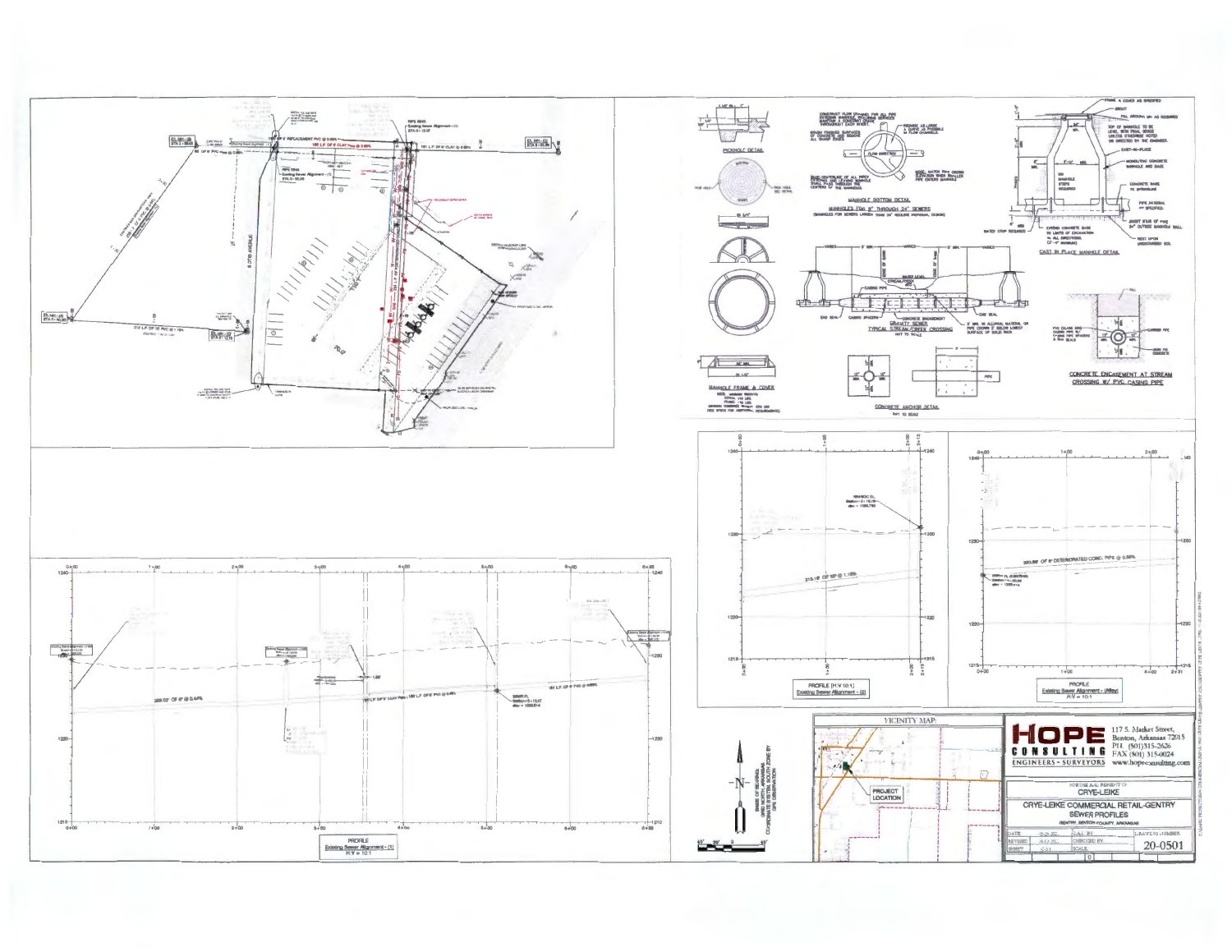# HOPE CONSULTING

ENGINEERS - SURVEYORS

117 S. Market Street, Benton, Arkansas 72015
PH. (501)315-2626
FAX (501) 315-0024
www.hopeconsulting.com

CRYE-LEIKE

## CRYE-LEIKE COMMERCIAL RETAIL-GENTRY SEWER PROFILES

GENTRY, BENTON COUNTY, ARKANSAS

DRAWING NUMBER: 20-0501

SCALE: H:V 10:1

VICINITY MAP:

PROJECT LOCATION

S. OTTO AVENUE

185 L.F. OF 8" REPLACEMENT PVC @ 0.88%

185 L.F. OF 8" CLAY Pipe @ 0.88%

181 L.F. OF 8" CLAY @ 0.88%

213 L.F. OF 10" PVC @ 1.18%

PIPE 5040 Existing Sewer Alignment - (1)

### PICKHOLE DETAIL

### MANHOLE BOTTOM DETAIL

MANHOLES FOR 8" THROUGH 24" SEWERS

### MANHOLE FRAME & COVER

### TYPICAL STREAM/CREEK CROSSING

GRAVITY SEWER

NOT TO SCALE

### CONCRETE ANCHOR DETAIL

NOT TO SCALE

### CAST IN PLACE MANHOLE DETAIL

### CONCRETE ENCASEMENT AT STREAM CROSSING W/ PVC CASING PIPE

### PROFILE

Existing Sewer Alignment - (1)

H:V = 10:1

269.00' OF 8" @ 0.44%

185 L.F. OF 8" CLAY Pipe

185 L.F. OF 8" PVC @ 0.88%

181 L.F. OF 8" PVC @ 0.88%

### PROFILE [H:V 10:1]

Existing Sewer Alignment - (2)

213.18' OF 10" @ 1.18%

### PROFILE

Existing Sewer Alignment - (Alley)

H:V = 10:1

OF 8" DETERIORATED CONC. PIPE @ 0.88%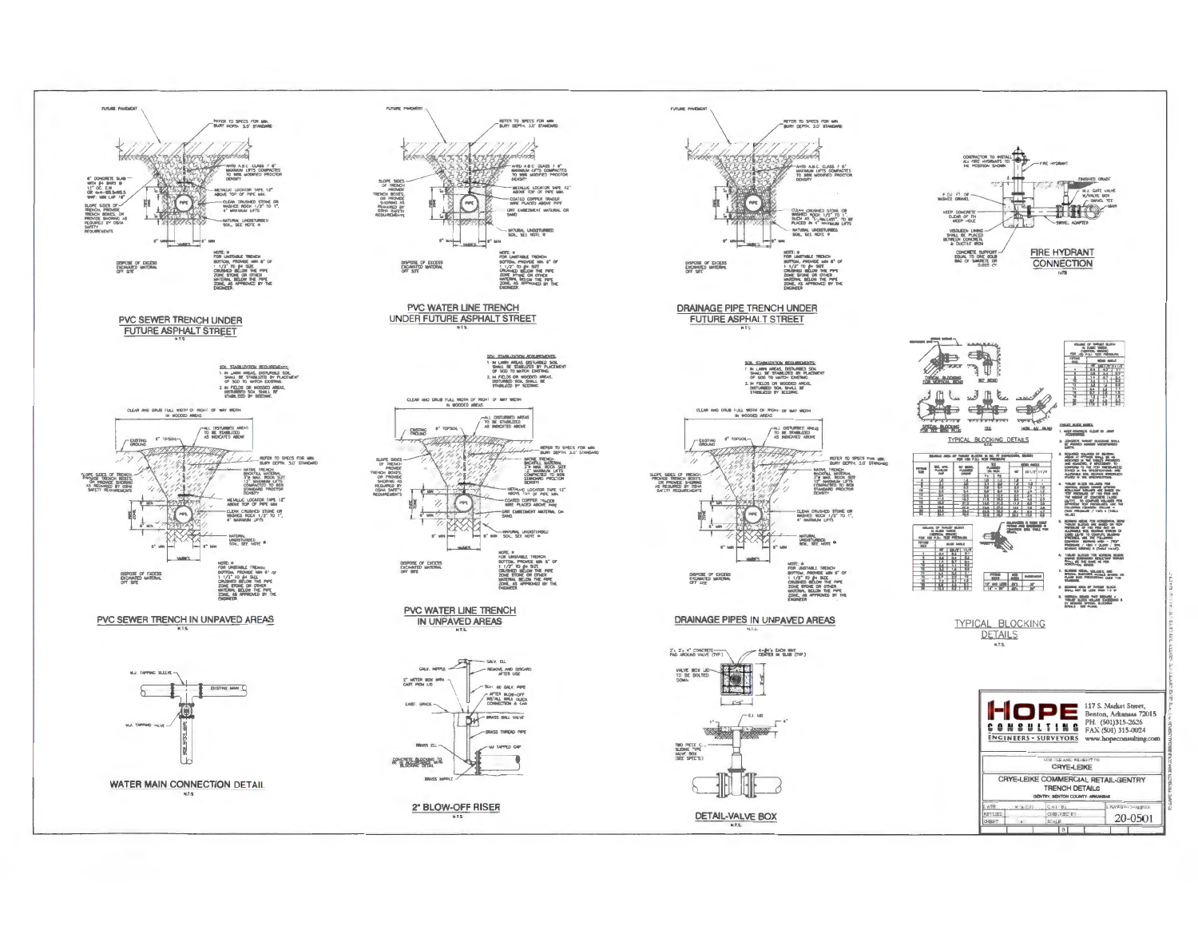## PVC SEWER TRENCH UNDER FUTURE ASPHALT STREET

N.T.S.

FUTURE PAVEMENT

REFER TO SPECS FOR MIN. BURY DEPTH. 3.0' STANDARD

6" CONCRETE SLAB WITH #4 BARS @ 12" OC. E.W. OR 4x4-W5.5xW5.5 WWF. MIN LAP 18"

AHTD A.B.C. CLASS 7 8" MAXIMUM LIFTS COMPACTED TO 98% MODIFIED PROCTOR DENSITY

METALLIC LOCATOR TAPE 12" ABOVE TOP OF PIPE MIN.

SLOPE SIDES OF TRENCH, PROVIDE TRENCH BOXES, OR PROVIDE SHORING AS REQUIRED BY OSHA SAFETY REQUIREMENTS

CLEAN CRUSHED STONE OR WASHED ROCK 1/2" TO 1", 4" MAXIMUM LIFTS

NATURAL UNDISTURBED SOIL, SEE NOTE *

DISPOSE OF EXCESS EXCAVATED MATERIAL OFF SITE

NOTE: * FOR UNSTABLE TRENCH BOTTOM, PROVIDE MIN 8" OF 1 1/2" TO #4 SIZE CRUSHED BELOW THE PIPE ZONE STONE OR OTHER MATERIAL BELOW THE PIPE ZONE, AS APPROVED BY THE ENGINEER.

## PVC WATER LINE TRENCH UNDER FUTURE ASPHALT STREET

N.T.S.

FUTURE PAVEMENT

REFER TO SPECS FOR MIN. BURY DEPTH. 3.0' STANDARD

AHTD A.B.C. CLASS 7 8" MAXIMUM LIFTS COMPACTED TO 98% MODIFIED PROCTOR DENSITY

SLOPE SIDES OF TRENCH, PROVIDE TRENCH BOXES, OR PROVIDE SHORING AS REQUIRED BY OSHA SAFETY REQUIREMENTS

METALLIC LOCATOR TAPE 12" ABOVE TOP OF PIPE MIN.

COATED COPPER TRACER WIRE PLACED ABOVE PIPE

UNIF. EMBEDMENT MATERIAL OR SAND

NATURAL UNDISTURBED SOIL, SEE NOTE *

DISPOSE OF EXCESS EXCAVATED MATERIAL OFF SITE

NOTE: * FOR UNSTABLE TRENCH BOTTOM, PROVIDE MIN. 8" OF 1 1/2" TO #4 SIZE CRUSHED BELOW THE PIPE ZONE STONE OR OTHER MATERIAL BELOW THE PIPE ZONE, AS APPROVED BY THE ENGINEER.

## DRAINAGE PIPE TRENCH UNDER FUTURE ASPHALT STREET

N.T.S.

FUTURE PAVEMENT

REFER TO SPECS FOR MIN. BURY DEPTH. 3.0' STANDARD

AHTD A.B.C. CLASS 7 8" MAXIMUM LIFTS COMPACTED TO 98% MODIFIED PROCTOR DENSITY

CLEAN CRUSHED STONE OR WASHED ROCK 1/2" TO 1" SUCH AS "C-BALLAST" TO BE PLACED IN 4" MAXIMUM LIFTS

NATURAL UNDISTURBED SOIL, SEE NOTE *

DISPOSE OF EXCESS EXCAVATED MATERIAL OFF SITE

NOTE: * FOR UNSTABLE TRENCH BOTTOM, PROVIDE MIN 8" OF 1 1/2" TO #4 SIZE CRUSHED BELOW THE PIPE ZONE STONE OR OTHER MATERIAL BELOW THE PIPE ZONE, AS APPROVED BY THE ENGINEER.

## FIRE HYDRANT CONNECTION

N.T.S.

CONTRACTOR TO INSTALL ALL FIRE HYDRANTS TO THE POSITION SHOWN

FIRE HYDRANT

FINISHED GRADE

M.J. GATE VALVE W/VALVE BOX

SWIVEL TEE

MAIN

8 CU. FT. OF WASHED GRAVEL

KEEP CONCRETE CLEAR OF FH WEEP HOLE

SWIVEL ADAPTER

VISQUEEN LINING SHALL BE PLACED BETWEEN CONCRETE & DUCTILE IRON

CONCRETE SUPPORT EQUAL TO ONE SOLID BAG OF SAKRETE OR 0.025 CY

## PVC SEWER TRENCH IN UNPAVED AREAS

N.T.S.

SOIL STABILIZATION REQUIREMENTS:
1. IN LAWN AREAS, DISTURBED SOIL SHALL BE STABILIZED BY PLACEMENT OF SOD TO MATCH EXISTING.
2. IN FIELDS OR WOODED AREAS, DISTURBED SOIL SHALL BE STABILIZED BY SEEDING.

CLEAR AND GRUB FULL WIDTH OF RIGHT OF WAY WIDTH IN WOODED AREAS

EXISTING GROUND

6" TOPSOIL

ALL DISTURBED AREAS TO BE STABILIZED AS INDICATED ABOVE

REFER TO SPECS FOR MIN. BURY DEPTH. 3.0' STANDARD

SLOPE SIDES OF TRENCH, PROVIDE TRENCH BOXES, OR PROVIDE SHORING AS REQUIRED BY OSHA SAFETY REQUIREMENTS

NATIVE TRENCH BACKFILL MATERIAL 3"Ø MAX. ROCK SIZE 12" MAXIMUM LIFTS COMPACTED TO 95% STANDARD PROCTOR DENSITY

METALLIC LOCATOR TAPE 12" ABOVE TOP OF PIPE MIN.

CLEAN CRUSHED STONE OR WASHED ROCK 1/2" TO 1", 4" MAXIMUM LIFTS

NATURAL UNDISTURBED SOIL, SEE NOTE *

DISPOSE OF EXCESS EXCAVATED MATERIAL OFF SITE

NOTE: * FOR UNSTABLE TRENCH BOTTOM, PROVIDE MIN. 8" OF 1 1/2" TO #4 SIZE CRUSHED BELOW THE PIPE ZONE STONE OR OTHER MATERIAL BELOW THE PIPE ZONE, AS APPROVED BY THE ENGINEER.

## PVC WATER LINE TRENCH IN UNPAVED AREAS

N.T.S.

SOIL STABILIZATION REQUIREMENTS:
1. IN LAWN AREAS, DISTURBED SOIL SHALL BE STABILIZED BY PLACEMENT OF SOD TO MATCH EXISTING.
2. IN FIELDS OR WOODED AREAS, DISTURBED SOIL SHALL BE STABILIZED BY SEEDING.

CLEAR AND GRUB FULL WIDTH OF RIGHT OF WAY WIDTH IN WOODED AREAS

EXISTING GROUND

6" TOPSOIL

ALL DISTURBED AREAS TO BE STABILIZED AS INDICATED ABOVE

REFER TO SPECS FOR MIN. BURY DEPTH. 3.0' STANDARD

SLOPE SIDES OF TRENCH, PROVIDE TRENCH BOXES, OR PROVIDE SHORING AS REQUIRED BY OSHA SAFETY REQUIREMENTS

NATIVE TRENCH BACKFILL MATERIAL 3"Ø MAX. ROCK SIZE 12" MAXIMUM LIFTS COMPACTED TO 95% STANDARD PROCTOR DENSITY

METALLIC LOCATOR TAPE 12" ABOVE TOP OF PIPE MIN.

COATED COPPER TRACER WIRE PLACED ABOVE PIPE

UNIF. EMBEDMENT MATERIAL OR SAND

NATURAL UNDISTURBED SOIL, SEE NOTE *

DISPOSE OF EXCESS EXCAVATED MATERIAL OFF SITE

NOTE: * FOR UNSTABLE TRENCH BOTTOM, PROVIDE MIN. 8" OF 1 1/2" TO #4 SIZE CRUSHED BELOW THE PIPE ZONE STONE OR OTHER MATERIAL BELOW THE PIPE ZONE, AS APPROVED BY THE ENGINEER.

## DRAINAGE PIPES IN UNPAVED AREAS

N.T.S.

SOIL STABILIZATION REQUIREMENTS:
1. IN LAWN AREAS, DISTURBED SOIL SHALL BE STABILIZED BY PLACEMENT OF SOD TO MATCH EXISTING.
2. IN FIELDS OR WOODED AREAS, DISTURBED SOIL SHALL BE STABILIZED BY SEEDING.

CLEAR AND GRUB FULL WIDTH OF RIGHT OF WAY WIDTH IN WOODED AREAS

EXISTING GROUND

6" TOPSOIL

ALL DISTURBED AREAS TO BE STABILIZED AS INDICATED ABOVE

REFER TO SPECS FOR MIN. BURY DEPTH. 3.0' STANDARD

SLOPE SIDES OF TRENCH, PROVIDE TRENCH BOXES, OR PROVIDE SHORING AS REQUIRED BY OSHA SAFETY REQUIREMENTS

NATIVE TRENCH BACKFILL MATERIAL 3"Ø MAX. ROCK SIZE 12" MAXIMUM LIFTS COMPACTED TO 95% STANDARD PROCTOR DENSITY

CLEAN CRUSHED STONE OR WASHED ROCK 1/2" TO 1", 4" MAXIMUM LIFTS

NATURAL UNDISTURBED SOIL, SEE NOTE *

DISPOSE OF EXCESS EXCAVATED MATERIAL OFF SITE

NOTE: * FOR UNSTABLE TRENCH BOTTOM, PROVIDE MIN 8" OF 1 1/2" TO #4 SIZE CRUSHED BELOW THE PIPE ZONE STONE OR OTHER MATERIAL BELOW THE PIPE ZONE, AS APPROVED BY THE ENGINEER.

## TYPICAL BLOCKING DETAILS

N.T.S.

TYPICAL BLOCKING FOR VERTICAL BEND

90° BEND

SPECIAL BLOCKING FOR TEE WITH PLUG

TEE

HOR. 45 BEND

THRUST BLOCK NOTES:

1. KEEP CONCRETE CLEAR OF JOINT ACCESSORIES.
2. CONCRETE THRUST BLOCKING SHALL BE POURED AGAINST UNDISTURBED EARTH.
3. REQUIRED VOLUMES OF BEARING AREAS AT FITTINGS SHALL BE AS INDICATED IN THE TABLES PROVIDED AND ADJUSTED, IF NECESSARY, TO CONFORM TO THE TEST PRESSURE(S) STATED IN THE SPECIFICATIONS AND ALLOWABLE SOIL BEARING STRESS(ES) STATED IN THE SPECIFICATIONS.
4. THRUST BLOCK VOLUMES FOR VERTICAL BENDS ARE BASED ON TEST PRESSURE OF 150 PSIG AND THE WEIGHT OF CONCRETE. FOR DIFFERENT TEST PRESSURES, USE THE FOLLOWING EQUATION.
5. BEARING AREAS FOR HORIZONTAL BENDS ARE BASED ON TEST PRESSURE OF 150 PSIG AND AN ALLOWABLE SOIL BEARING STRESS. FOR DIFFERENT TEST PRESSURES, USE THE FOLLOWING EQUATION.
6. THRUST BLOCKS FOR VERTICAL BENDS SHALL BE THE SAME AS FOR HORIZONTAL BENDS.
7. BLOCKING DETAIL VOLUMES ARE SPECIAL BLOCKING DETAILS SHOWN ON PLANS.
8. BEARING AREA OF THRUST BLOCK SHALL NOT BE LESS THAN 1.5 SF.
9. VERTICAL BENDS THAT REQUIRE A THRUST BLOCK VOLUME EXCEEDING 5 CY REQUIRE SPECIAL BLOCKING DETAILS. SEE PLANS.

## WATER MAIN CONNECTION DETAIL

N.T.S.

M.J. TAPPING SLEEVE

EXISTING MAIN

M.J. TAPPING VALVE

## 2" BLOW-OFF RISER

N.T.S.

GALV. ELL

GALV. NIPPLE

REMOVE AND DISCARD AFTER USE

2" METER BOX WITH CAST IRON LID

SCH. 80 GALV. PIPE

AFTER BLOW-OFF INSTALL BALL VALVE CONNECTION & CAP

EXIST. GRADE

BRASS BALL VALVE

BRASS THREAD PIPE

BRASS ELL

MJ TAPPED CAP

CONCRETE BLOCKING TO BE IN ACCORDANCE WITH BLOCKING DETAIL

BRASS NIPPLE

## DETAIL-VALVE BOX

N.T.S.

2' x 2' x 4" CONCRETE PAD AROUND VALVE (TYP.)

4-#4's EACH WAY CENTER IN SLAB (TYP.)

VALVE BOX LID TO BE BOLTED DOWN

C.I. LID

TWO PIECE C.I. SLIDING TYPE VALVE BOX (SEE SPEC'S)

HOPE CONSULTING — ENGINEERS • SURVEYORS

117 S. Market Street, Benton, Arkansas 72015
PH. (501)315-2626
FAX (501) 315-0024
www.hopeconsulting.com

FOR THE USE AND BENEFIT OF:
CRYE-LEIKE

CRYE-LEIKE COMMERCIAL RETAIL-GENTRY
TRENCH DETAILS
GENTRY, BENTON COUNTY, ARKANSAS

DRAWING NUMBER: 20-0501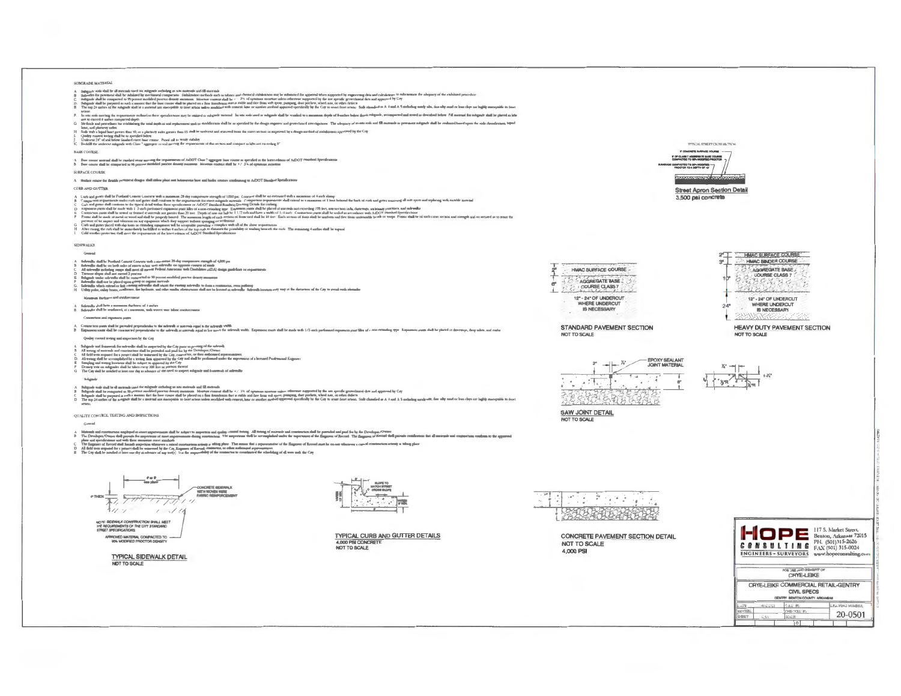## SUBGRADE MATERIAL

A. Subgrade soils shall be all materials used for subgrade including in situ materials and fill materials
B. Subgrade for pavement shall be stabilized by mechanical compaction. Stabilization methods such as lime and chemical stabilizations may be submitted for approval when supported by engineering data and calculations to substantiate the adequacy of the stabilized procedure
C. Subgrade shall be compacted to 95 percent modified proctor density minimum. Moisture content shall be +/- 3% of optimum moisture unless otherwise supported by the site specific geotechnical data and approved by City
D. Subgrade shall be prepared in such a manner that the base course shall be placed on a firm foundation that is stable and free from soft spots, pumping, dust pockets, wheel ruts, or other defects
E. The top 24 inches of the subgrade shall be a material not susceptible to frost action unless modified with cement, lime or other method approved specifically by the City to resist frost action. Soils classified as A-4 and A-5 including sandy silts, low silty sand or lean clays are highly susceptible to frost action.
F. In-situ soils meeting the requirements outlined in these specifications may be utilized as subgrade material. In-situ soils used as subgrade shall be scarified to a minimum depth of 8-inches below finish subgrade, recompacted and tested as described below. Fill material for subgrade shall be placed in lifts not to exceed 8 inches compacted depth
G. Methods and procedures for evaluating the total depth of soil replacement and/or modification shall be as specified by the design engineer and geotechnical investigations. The adequacy of in-situ soils and fill materials as pavement subgrade shall be evaluated based upon the soils classification, liquid limit, and plasticity index
H. Soils with a liquid limit greater than 40, or a plasticity index greater than 15 shall be undercut and removed from the street section or improved by a design method of stabilization approved by the City
I. Quality control testing shall be as specified below
J. Undercut 24" of soil below finished street base course. Proof roll to verify stability
K. Backfill the undercut subgrade with Class 7 aggregate or soil meeting the requirements of this section and compact in lifts not exceeding 8"

## BASE COURSE

A. Base course material shall be crushed stone meeting the requirements of AHTD Class 7 aggregate base course as specified in the latest edition of AHTD Standard Specifications
B. Base course shall be compacted to 98 percent modified proctor density minimum. Moisture content shall be +/- 3% of optimum moisture

## SURFACE COURSE

A. Surface course for flexible pavement designs shall utilize plant mix bituminous base and binder courses conforming to AHTD Standard Specifications

## CURB AND GUTTER

A. Curb and gutter shall be Portland Cement Concrete with a minimum 28-day compressive strength of 3,000 psi. Concrete shall be air entrained with a maximum of 6-inch slump
B. Compaction requirements under curb and gutter shall conform to the requirements for street subgrade materials. Compaction requirements shall extend to a minimum of 1 foot behind the back of curb and gutter removing all soft spots and replacing with suitable material
C. Curb and gutter shall conform to the typical detail within these specifications or AHTD Standard Roadway Drawing Details for curbing
D. Expansion joints shall be made with 1/2-inch preformed expansion joint filler of a non-extruding type. Expansion joints shall be placed at intervals not exceeding 100 feet, intersection radii, driveways, structures, and sidewalks
E. Contraction joints shall be tooled or formed at intervals not greater than 20 feet. Depth of saw cut shall be 1 1/2 inch and have a width of 1/4 inch. Contraction joints shall be sealed in accordance with AHTD Standard Specifications
F. Forms shall be made of metal or wood and shall be properly braced. The minimum length of each section of form used shall be 10 feet. Each section of form shall be uniform and free from undesirable bends or warps. Forms shall be of sufficient section and strength and so secured as to resist the pressure of the impact and vibration of any equipment which they support without springing or settlement
G. Curb and gutter placed with slip form or extruding equipment will be acceptable providing it complies with all of the above requirements
H. After curing, the curb shall be immediately backfilled to within 4 inches of the top curb to eliminate the possibility of washing beneath the curb. The remaining 4 inches shall be topsoil
I. Cold weather protection shall meet the requirements of the latest edition of AHTD Standard Specifications

## SIDEWALKS

### General

A. Sidewalks shall be Portland Cement Concrete with a minimum 28-day compressive strength of 4,000 psi
B. Sidewalks shall be on both sides of streets unless said sidewalks are opposite corners of roads
C. All sidewalks including ramps shall meet all current Federal Americans with Disabilities (ADA) design guidelines or requirements
D. Traverse slopes shall not exceed 2 percent
E. Subgrade under sidewalks shall be compacted to 90 percent modified proctor density minimum
F. Sidewalks shall not be placed upon grassy or organic materials
G. Sidewalks which extend or link existing sidewalks shall match the existing sidewalks to form a continuous, even pathway
H. Utility poles, utility boxes, mailboxes, fire hydrants, and other similar obstructions shall not be located in sidewalks. Sidewalk locations may vary at the discretion of the City to avoid such obstacles

### Minimum thickness and reinforcement

A. Sidewalks shall have a minimum thickness of 4 inches
B. Sidewalks shall be reinforced, at a minimum, with woven wire fabric reinforcement

### Contraction and expansion joints

A. Contraction joints shall be provided perpendicular to the sidewalk at intervals equal to the sidewalk width
B. Expansion joints shall be constructed perpendicular to the sidewalk at intervals equal to ten times the sidewalk width. Expansion joints shall be made with 1/2-inch preformed expansion joint filler of a non-extruding type. Expansion joints shall be placed at driveways, drop inlets, and curbs

### Quality control testing and inspection by the City

A. Subgrade and formwork for sidewalks shall be inspected by the City prior to pouring of the sidewalk
B. All testing of materials and construction shall be provided and paid for by the Developer/Owner
C. All field tests required for a project shall be witnessed by the City, contractor, or their authorized representatives
D. All testing shall be accomplished by a testing firm approved by the City and shall be performed under the supervision of a licensed Professional Engineer
E. Sampling and testing locations shall be subject to approval by the City
F. Density tests on subgrade shall be taken every 300 feet or portion thereof
G. The City shall be notified at least one day in advance of the need to inspect subgrade and formwork of sidewalks

### Subgrade

A. Subgrade soils shall be all materials used for subgrade including in situ materials and fill materials
B. Subgrade shall be compacted to 95 percent modified proctor density minimum. Moisture content shall be +/- 3% of optimum moisture unless otherwise supported by the site specific geotechnical data and approved by City
C. Subgrade shall be prepared in such a manner that the base course shall be placed on a firm foundation that is stable and free from soft spots, pumping, dust pockets, wheel ruts, or other defects
D. The top 24 inches of the subgrade shall be a material not susceptible to frost action unless modified with cement, lime or another method approved specifically by the City to resist frost action. Soils classified as A-4 and A-5 including sandy silts, fine silty sand or lean clays are highly susceptible to frost action.

## QUALITY CONTROL TESTING AND INSPECTIONS

### General

A. Materials and construction employed in street improvements shall be subject to inspection and quality control testing. All testing of materials and construction shall be provided and paid for by the Developer/Owner
B. The Developer/Owner shall provide for inspection of street improvements during construction. The inspections shall be accomplished under the supervision of the Engineer of Record. The Engineer of Record shall provide certification that all materials and construction conforms to the approved plans and specifications and with these minimum street standards
C. The Engineer of Record shall furnish inspections whenever a critical construction activity is taking place. That means that a representative of the Engineer of Record must be on-site whenever a critical construction activity is taking place
D. All field tests required for a project shall be witnessed by the City, Engineer of Record, contractor, or their authorized representatives
E. The City shall be notified at least one day in advance of any test(s). It is the responsibility of the contractor to coordinate the scheduling of all tests with the City

---

TYPICAL STREET CROSS SECTION

6" CONCRETE SURFACE COURSE
8" OF CLASS 7 AGGREGATE BASE COURSE COMPACTED TO 98% MODIFIED PROCTOR
SUBGRADE COMPACTED TO 95% MODIFIED PROCTOR TO A DEPTH OF 12"

**Street Apron Section Detail**
3,500 psi concrete

---

2"
HMAC SURFACE COURSE
6"
AGGREGATE BASE COURSE CLASS 7
12" - 24" OF UNDERCUT WHERE UNDERCUT IS NECESSARY

**STANDARD PAVEMENT SECTION**
NOT TO SCALE

---

2"
HMAC SURFACE COURSE
3"
HMAC BINDER COURSE
10"
AGGREGATE BASE COURSE CLASS 7
24"
12" - 24" OF UNDERCUT WHERE UNDERCUT IS NECESSARY

**HEAVY DUTY PAVEMENT SECTION**
NOT TO SCALE

---

2"
¼"
EPOXY SEALANT JOINT MATERIAL
6"

**SAW JOINT DETAIL**
NOT TO SCALE

---

¼"
6"
½R
¼R
1-½"

---

4' or 5'
(see plan)
4" THICK
CONCRETE SIDEWALK WITH WOVEN WIRE FABRIC REINFORCEMENT

NOTE: SIDEWALK CONSTRUCTION SHALL MEET THE REQUIREMENTS OF THE CITY STANDARD STREET SPECIFICATIONS

APPROVED MATERIAL COMPACTED TO 95% MODIFIED PROCTOR DENSITY

**TYPICAL SIDEWALK DETAIL**
NOT TO SCALE

---

SLOPE TO MATCH STREET CROSS SLOPE

**TYPICAL CURB AND GUTTER DETAILS**
4,000 PSI CONCRETE
NOT TO SCALE

---

**CONCRETE PAVEMENT SECTION DETAIL**
NOT TO SCALE
4,000 PSI

---

**HOPE CONSULTING**
ENGINEERS • SURVEYORS

117 S. Market Street,
Benton, Arkansas 72015
PH. (501)315-2626
FAX (501) 315-0024
www.hopeconsulting.com

FOR USE AND BENEFIT OF
CRYE-LEIKE

CRYE-LEIKE COMMERCIAL RETAIL-GENTRY
CIVIL SPECS
GENTRY, BENTON COUNTY, ARKANSAS

| | | |
|---|---|---|
| DATE | CAD BY | H.C. JOB NUMBER |
| REVISED | CHECKED BY | 20-0501 |
| SHEET C4.1 | SCALE | |